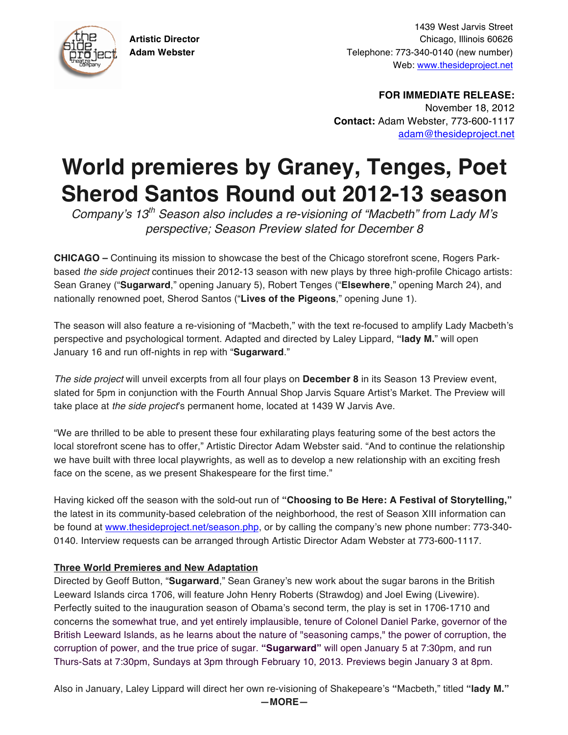**Artistic Director**
**Adam Webster**

1439 West Jarvis Street
Chicago, Illinois 60626
Telephone: 773-340-0140 (new number)
Web: www.thesideproject.net

**FOR IMMEDIATE RELEASE:**
November 18, 2012
**Contact:** Adam Webster, 773-600-1117
adam@thesideproject.net

# World premieres by Graney, Tenges, Poet Sherod Santos Round out 2012-13 season

*Company's 13th Season also includes a re-visioning of "Macbeth" from Lady M's perspective; Season Preview slated for December 8*

**CHICAGO –** Continuing its mission to showcase the best of the Chicago storefront scene, Rogers Park-based *the side project* continues their 2012-13 season with new plays by three high-profile Chicago artists: Sean Graney ("**Sugarward**," opening January 5), Robert Tenges ("**Elsewhere**," opening March 24), and nationally renowned poet, Sherod Santos ("**Lives of the Pigeons**," opening June 1).

The season will also feature a re-visioning of "Macbeth," with the text re-focused to amplify Lady Macbeth's perspective and psychological torment. Adapted and directed by Laley Lippard, **"lady M."** will open January 16 and run off-nights in rep with "**Sugarward**."

*The side project* will unveil excerpts from all four plays on **December 8** in its Season 13 Preview event, slated for 5pm in conjunction with the Fourth Annual Shop Jarvis Square Artist's Market. The Preview will take place at *the side project*'s permanent home, located at 1439 W Jarvis Ave.

"We are thrilled to be able to present these four exhilarating plays featuring some of the best actors the local storefront scene has to offer," Artistic Director Adam Webster said. "And to continue the relationship we have built with three local playwrights, as well as to develop a new relationship with an exciting fresh face on the scene, as we present Shakespeare for the first time."

Having kicked off the season with the sold-out run of **"Choosing to Be Here: A Festival of Storytelling,"** the latest in its community-based celebration of the neighborhood, the rest of Season XIII information can be found at www.thesideproject.net/season.php, or by calling the company's new phone number: 773-340-0140. Interview requests can be arranged through Artistic Director Adam Webster at 773-600-1117.

## Three World Premieres and New Adaptation

Directed by Geoff Button, "**Sugarward**," Sean Graney's new work about the sugar barons in the British Leeward Islands circa 1706, will feature John Henry Roberts (Strawdog) and Joel Ewing (Livewire). Perfectly suited to the inauguration season of Obama's second term, the play is set in 1706-1710 and concerns the somewhat true, and yet entirely implausible, tenure of Colonel Daniel Parke, governor of the British Leeward Islands, as he learns about the nature of "seasoning camps," the power of corruption, the corruption of power, and the true price of sugar. **"Sugarward"** will open January 5 at 7:30pm, and run Thurs-Sats at 7:30pm, Sundays at 3pm through February 10, 2013. Previews begin January 3 at 8pm.

Also in January, Laley Lippard will direct her own re-visioning of Shakepeare's **"**Macbeth," titled **"lady M."**

**—MORE—**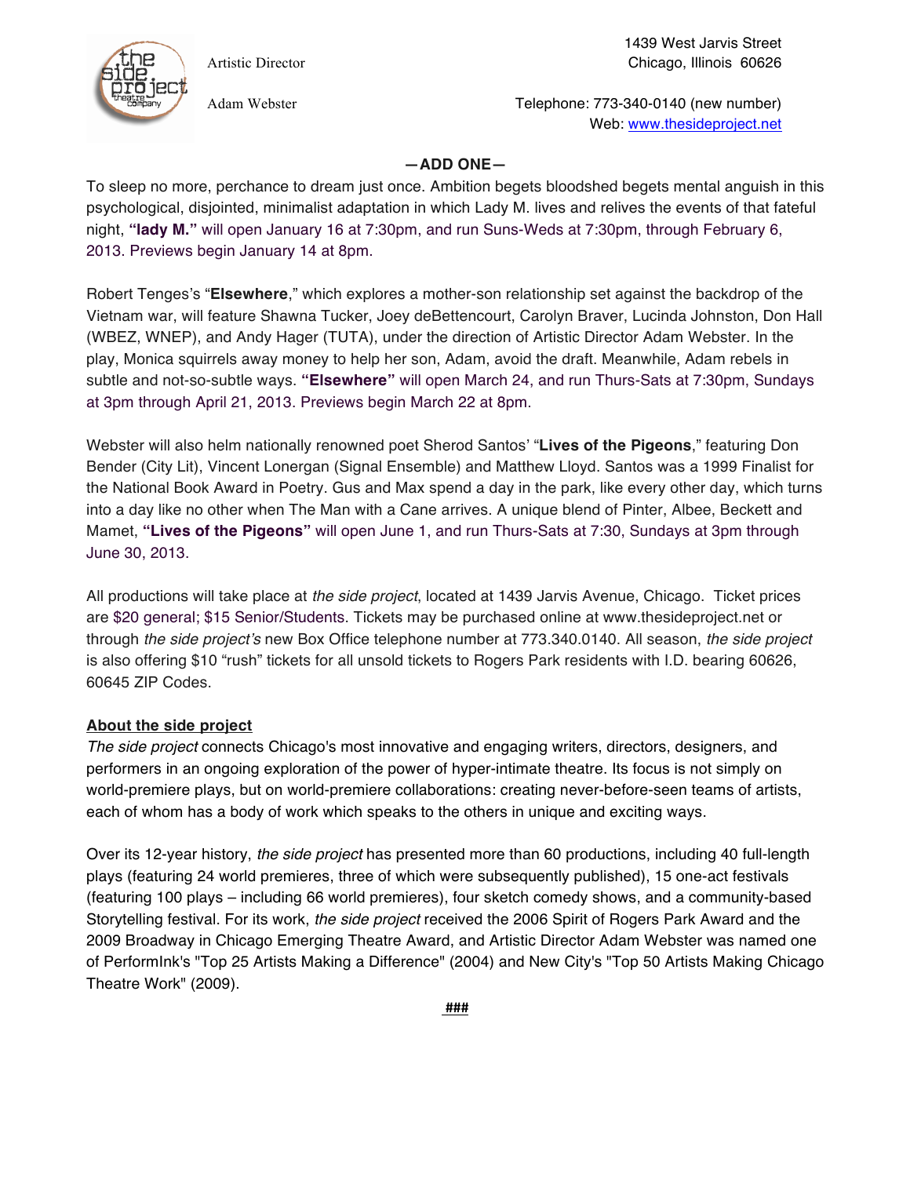Artistic Director

Adam Webster

1439 West Jarvis Street
Chicago, Illinois 60626

Telephone: 773-340-0140 (new number)
Web: www.thesideproject.net

**—ADD ONE—**

To sleep no more, perchance to dream just once. Ambition begets bloodshed begets mental anguish in this psychological, disjointed, minimalist adaptation in which Lady M. lives and relives the events of that fateful night, **"lady M."** will open January 16 at 7:30pm, and run Suns-Weds at 7:30pm, through February 6, 2013. Previews begin January 14 at 8pm.

Robert Tenges's "**Elsewhere**," which explores a mother-son relationship set against the backdrop of the Vietnam war, will feature Shawna Tucker, Joey deBettencourt, Carolyn Braver, Lucinda Johnston, Don Hall (WBEZ, WNEP), and Andy Hager (TUTA), under the direction of Artistic Director Adam Webster. In the play, Monica squirrels away money to help her son, Adam, avoid the draft. Meanwhile, Adam rebels in subtle and not-so-subtle ways. **"Elsewhere"** will open March 24, and run Thurs-Sats at 7:30pm, Sundays at 3pm through April 21, 2013. Previews begin March 22 at 8pm.

Webster will also helm nationally renowned poet Sherod Santos' "**Lives of the Pigeons**," featuring Don Bender (City Lit), Vincent Lonergan (Signal Ensemble) and Matthew Lloyd. Santos was a 1999 Finalist for the National Book Award in Poetry. Gus and Max spend a day in the park, like every other day, which turns into a day like no other when The Man with a Cane arrives. A unique blend of Pinter, Albee, Beckett and Mamet, **"Lives of the Pigeons"** will open June 1, and run Thurs-Sats at 7:30, Sundays at 3pm through June 30, 2013.

All productions will take place at *the side project*, located at 1439 Jarvis Avenue, Chicago. Ticket prices are $20 general; $15 Senior/Students. Tickets may be purchased online at www.thesideproject.net or through *the side project's* new Box Office telephone number at 773.340.0140. All season, *the side project* is also offering $10 "rush" tickets for all unsold tickets to Rogers Park residents with I.D. bearing 60626, 60645 ZIP Codes.

**About the side project**

*The side project* connects Chicago's most innovative and engaging writers, directors, designers, and performers in an ongoing exploration of the power of hyper-intimate theatre. Its focus is not simply on world-premiere plays, but on world-premiere collaborations: creating never-before-seen teams of artists, each of whom has a body of work which speaks to the others in unique and exciting ways.

Over its 12-year history, *the side project* has presented more than 60 productions, including 40 full-length plays (featuring 24 world premieres, three of which were subsequently published), 15 one-act festivals (featuring 100 plays – including 66 world premieres), four sketch comedy shows, and a community-based Storytelling festival. For its work, *the side project* received the 2006 Spirit of Rogers Park Award and the 2009 Broadway in Chicago Emerging Theatre Award, and Artistic Director Adam Webster was named one of PerformInk's "Top 25 Artists Making a Difference" (2004) and New City's "Top 50 Artists Making Chicago Theatre Work" (2009).

**###**